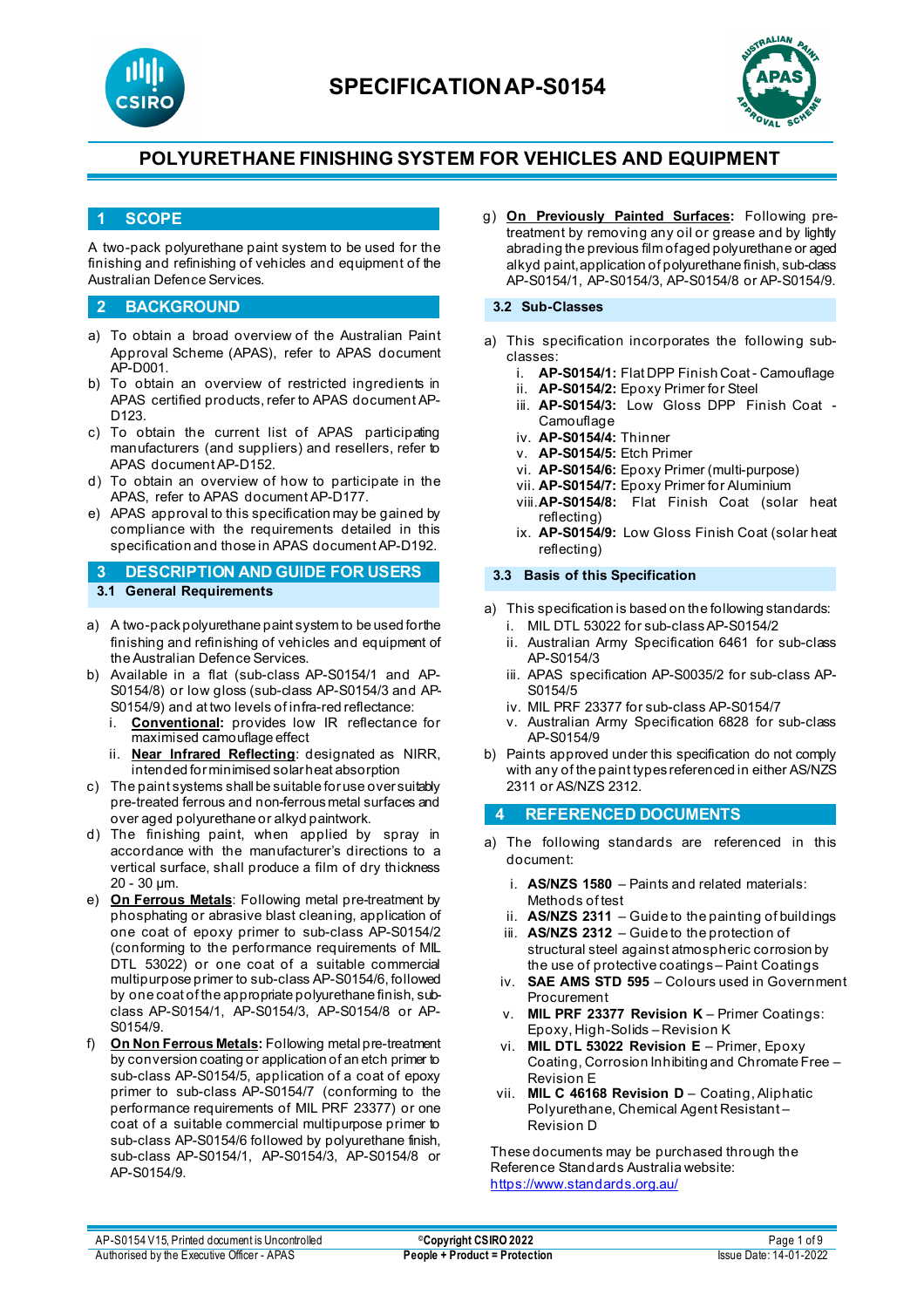# SPECIFICATION AP-S0154

## POLYURETHANE FINISHING SYSTEM FOR VEHICLES AND EQUIPMENT

## 1 SCOPE

A two-pack polyurethane paint system to be used for the finishing and refinishing of vehicles and equipment of the Australian Defence Services.

## 2 BACKGROUND

a) To obtain a broad overview of the Australian Paint Approval Scheme (APAS), refer to APAS document AP-D001.
b) To obtain an overview of restricted ingredients in APAS certified products, refer to APAS document AP-D123.
c) To obtain the current list of APAS participating manufacturers (and suppliers) and resellers, refer to APAS document AP-D152.
d) To obtain an overview of how to participate in the APAS, refer to APAS document AP-D177.
e) APAS approval to this specification may be gained by compliance with the requirements detailed in this specification and those in APAS document AP-D192.

## 3 DESCRIPTION AND GUIDE FOR USERS

### 3.1 General Requirements

a) A two-pack polyurethane paint system to be used for the finishing and refinishing of vehicles and equipment of the Australian Defence Services.
b) Available in a flat (sub-class AP-S0154/1 and AP-S0154/8) or low gloss (sub-class AP-S0154/3 and AP-S0154/9) and at two levels of infra-red reflectance:
   i. **Conventional:** provides low IR reflectance for maximised camouflage effect
   ii. **Near Infrared Reflecting**: designated as NIRR, intended for minimised solar heat absorption
c) The paint systems shall be suitable for use over suitably pre-treated ferrous and non-ferrous metal surfaces and over aged polyurethane or alkyd paintwork.
d) The finishing paint, when applied by spray in accordance with the manufacturer's directions to a vertical surface, shall produce a film of dry thickness 20 - 30 µm.
e) **On Ferrous Metals**: Following metal pre-treatment by phosphating or abrasive blast cleaning, application of one coat of epoxy primer to sub-class AP-S0154/2 (conforming to the performance requirements of MIL DTL 53022) or one coat of a suitable commercial multipurpose primer to sub-class AP-S0154/6, followed by one coat of the appropriate polyurethane finish, sub-class AP-S0154/1, AP-S0154/3, AP-S0154/8 or AP-S0154/9.
f) **On Non Ferrous Metals:** Following metal pre-treatment by conversion coating or application of an etch primer to sub-class AP-S0154/5, application of a coat of epoxy primer to sub-class AP-S0154/7 (conforming to the performance requirements of MIL PRF 23377) or one coat of a suitable commercial multipurpose primer to sub-class AP-S0154/6 followed by polyurethane finish, sub-class AP-S0154/1, AP-S0154/3, AP-S0154/8 or AP-S0154/9.
g) **On Previously Painted Surfaces:** Following pre-treatment by removing any oil or grease and by lightly abrading the previous film of aged polyurethane or aged alkyd paint, application of polyurethane finish, sub-class AP-S0154/1, AP-S0154/3, AP-S0154/8 or AP-S0154/9.

### 3.2 Sub-Classes

a) This specification incorporates the following sub-classes:
   i. **AP-S0154/1:** Flat DPP Finish Coat - Camouflage
   ii. **AP-S0154/2:** Epoxy Primer for Steel
   iii. **AP-S0154/3:** Low Gloss DPP Finish Coat - Camouflage
   iv. **AP-S0154/4:** Thinner
   v. **AP-S0154/5:** Etch Primer
   vi. **AP-S0154/6:** Epoxy Primer (multi-purpose)
   vii. **AP-S0154/7:** Epoxy Primer for Aluminium
   viii. **AP-S0154/8:** Flat Finish Coat (solar heat reflecting)
   ix. **AP-S0154/9:** Low Gloss Finish Coat (solar heat reflecting)

### 3.3 Basis of this Specification

a) This specification is based on the following standards:
   i. MIL DTL 53022 for sub-class AP-S0154/2
   ii. Australian Army Specification 6461 for sub-class AP-S0154/3
   iii. APAS specification AP-S0035/2 for sub-class AP-S0154/5
   iv. MIL PRF 23377 for sub-class AP-S0154/7
   v. Australian Army Specification 6828 for sub-class AP-S0154/9
b) Paints approved under this specification do not comply with any of the paint types referenced in either AS/NZS 2311 or AS/NZS 2312.

## 4 REFERENCED DOCUMENTS

a) The following standards are referenced in this document:
   i. **AS/NZS 1580** – Paints and related materials: Methods of test
   ii. **AS/NZS 2311** – Guide to the painting of buildings
   iii. **AS/NZS 2312** – Guide to the protection of structural steel against atmospheric corrosion by the use of protective coatings – Paint Coatings
   iv. **SAE AMS STD 595** – Colours used in Government Procurement
   v. **MIL PRF 23377 Revision K** – Primer Coatings: Epoxy, High-Solids – Revision K
   vi. **MIL DTL 53022 Revision E** – Primer, Epoxy Coating, Corrosion Inhibiting and Chromate Free – Revision E
   vii. **MIL C 46168 Revision D** – Coating, Aliphatic Polyurethane, Chemical Agent Resistant – Revision D

These documents may be purchased through the Reference Standards Australia website: https://www.standards.org.au/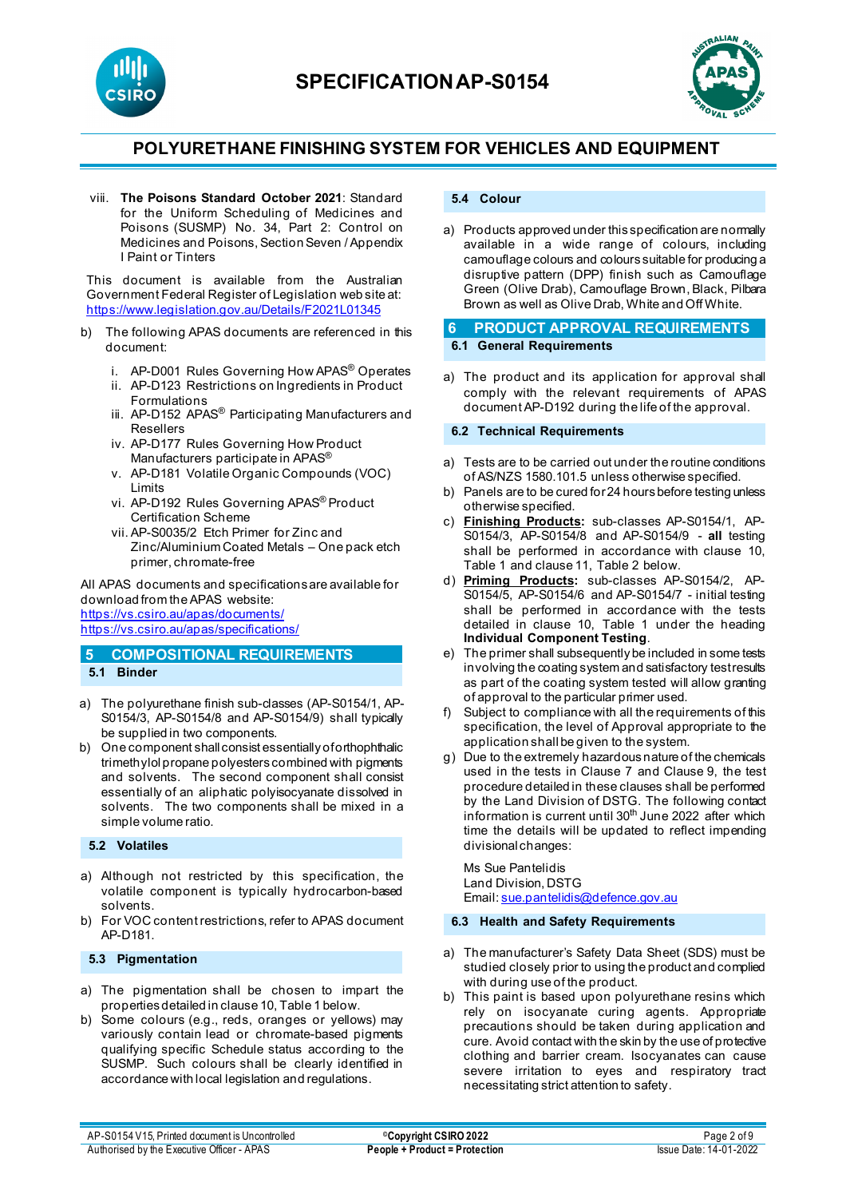viii. **The Poisons Standard October 2021**: Standard for the Uniform Scheduling of Medicines and Poisons (SUSMP) No. 34, Part 2: Control on Medicines and Poisons, Section Seven / Appendix I Paint or Tinters

This document is available from the Australian Government Federal Register of Legislation web site at: https://www.legislation.gov.au/Details/F2021L01345

b) The following APAS documents are referenced in this document:

i. AP-D001 Rules Governing How APAS® Operates
ii. AP-D123 Restrictions on Ingredients in Product Formulations
iii. AP-D152 APAS® Participating Manufacturers and Resellers
iv. AP-D177 Rules Governing How Product Manufacturers participate in APAS®
v. AP-D181 Volatile Organic Compounds (VOC) Limits
vi. AP-D192 Rules Governing APAS® Product Certification Scheme
vii. AP-S0035/2 Etch Primer for Zinc and Zinc/Aluminium Coated Metals – One pack etch primer, chromate-free

All APAS documents and specifications are available for download from the APAS website:
https://vs.csiro.au/apas/documents/
https://vs.csiro.au/apas/specifications/

## 5 COMPOSITIONAL REQUIREMENTS

### 5.1 Binder

a) The polyurethane finish sub-classes (AP-S0154/1, AP-S0154/3, AP-S0154/8 and AP-S0154/9) shall typically be supplied in two components.
b) One component shall consist essentially of orthophthalic trimethylol propane polyesters combined with pigments and solvents. The second component shall consist essentially of an aliphatic polyisocyanate dissolved in solvents. The two components shall be mixed in a simple volume ratio.

### 5.2 Volatiles

a) Although not restricted by this specification, the volatile component is typically hydrocarbon-based solvents.
b) For VOC content restrictions, refer to APAS document AP-D181.

### 5.3 Pigmentation

a) The pigmentation shall be chosen to impart the properties detailed in clause 10, Table 1 below.
b) Some colours (e.g., reds, oranges or yellows) may variously contain lead or chromate-based pigments qualifying specific Schedule status according to the SUSMP. Such colours shall be clearly identified in accordance with local legislation and regulations.

### 5.4 Colour

a) Products approved under this specification are normally available in a wide range of colours, including camouflage colours and colours suitable for producing a disruptive pattern (DPP) finish such as Camouflage Green (Olive Drab), Camouflage Brown, Black, Pilbara Brown as well as Olive Drab, White and Off White.

## 6 PRODUCT APPROVAL REQUIREMENTS

### 6.1 General Requirements

a) The product and its application for approval shall comply with the relevant requirements of APAS document AP-D192 during the life of the approval.

### 6.2 Technical Requirements

a) Tests are to be carried out under the routine conditions of AS/NZS 1580.101.5 unless otherwise specified.
b) Panels are to be cured for 24 hours before testing unless otherwise specified.
c) **Finishing Products:** sub-classes AP-S0154/1, AP-S0154/3, AP-S0154/8 and AP-S0154/9 - **all** testing shall be performed in accordance with clause 10, Table 1 and clause 11, Table 2 below.
d) **Priming Products:** sub-classes AP-S0154/2, AP-S0154/5, AP-S0154/6 and AP-S0154/7 - initial testing shall be performed in accordance with the tests detailed in clause 10, Table 1 under the heading **Individual Component Testing**.
e) The primer shall subsequently be included in some tests involving the coating system and satisfactory test results as part of the coating system tested will allow granting of approval to the particular primer used.
f) Subject to compliance with all the requirements of this specification, the level of Approval appropriate to the application shall be given to the system.
g) Due to the extremely hazardous nature of the chemicals used in the tests in Clause 7 and Clause 9, the test procedure detailed in these clauses shall be performed by the Land Division of DSTG. The following contact information is current until 30th June 2022 after which time the details will be updated to reflect impending divisional changes:

Ms Sue Pantelidis
Land Division, DSTG
Email: sue.pantelidis@defence.gov.au

### 6.3 Health and Safety Requirements

a) The manufacturer's Safety Data Sheet (SDS) must be studied closely prior to using the product and complied with during use of the product.
b) This paint is based upon polyurethane resins which rely on isocyanate curing agents. Appropriate precautions should be taken during application and cure. Avoid contact with the skin by the use of protective clothing and barrier cream. Isocyanates can cause severe irritation to eyes and respiratory tract necessitating strict attention to safety.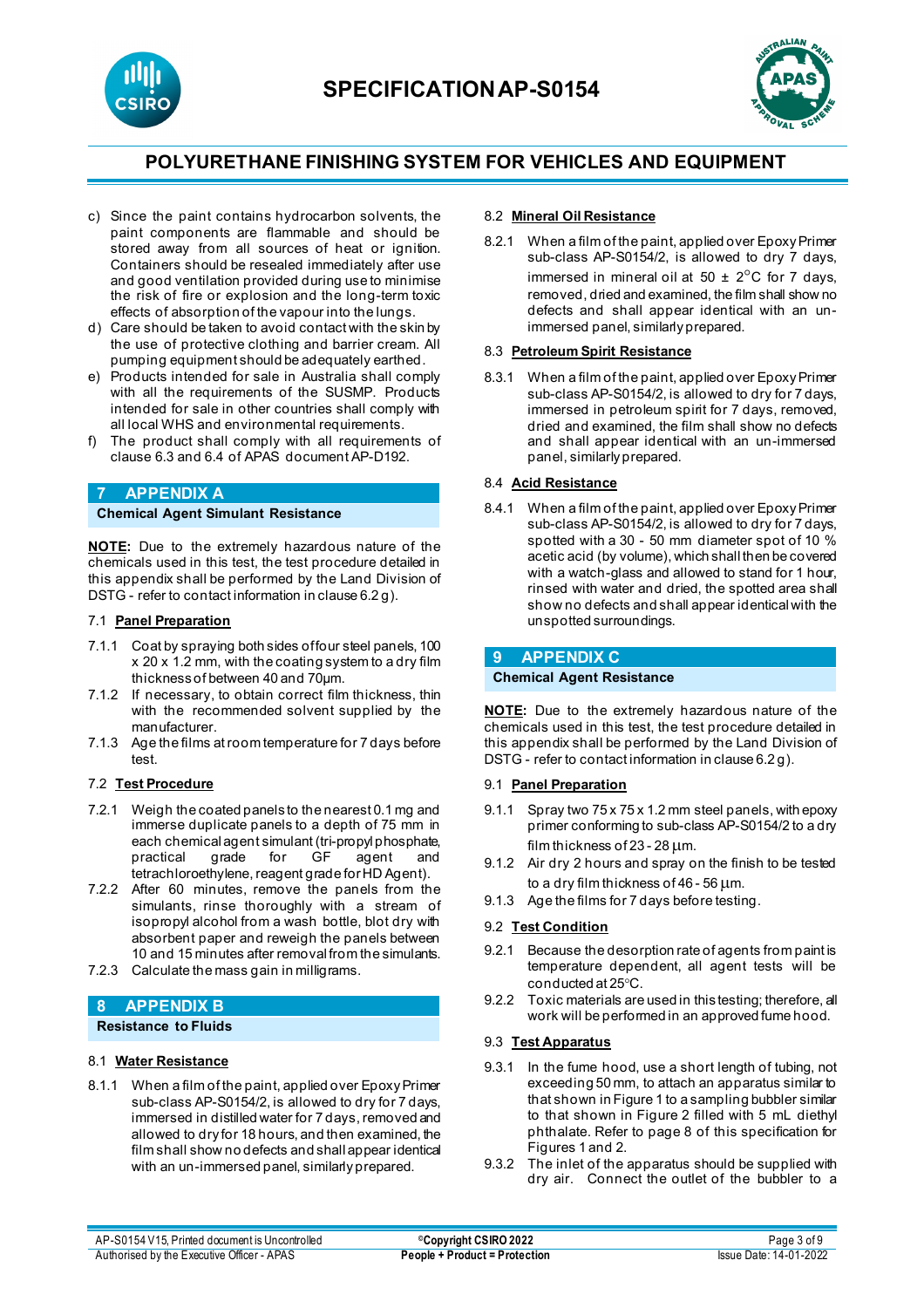c) Since the paint contains hydrocarbon solvents, the paint components are flammable and should be stored away from all sources of heat or ignition. Containers should be resealed immediately after use and good ventilation provided during use to minimise the risk of fire or explosion and the long-term toxic effects of absorption of the vapour into the lungs.
d) Care should be taken to avoid contact with the skin by the use of protective clothing and barrier cream. All pumping equipment should be adequately earthed.
e) Products intended for sale in Australia shall comply with all the requirements of the SUSMP. Products intended for sale in other countries shall comply with all local WHS and environmental requirements.
f) The product shall comply with all requirements of clause 6.3 and 6.4 of APAS document AP-D192.

## 7 APPENDIX A

**Chemical Agent Simulant Resistance**

**NOTE**: Due to the extremely hazardous nature of the chemicals used in this test, the test procedure detailed in this appendix shall be performed by the Land Division of DSTG - refer to contact information in clause 6.2 g).

### 7.1 Panel Preparation

7.1.1 Coat by spraying both sides of four steel panels, 100 x 20 x 1.2 mm, with the coating system to a dry film thickness of between 40 and 70µm.

7.1.2 If necessary, to obtain correct film thickness, thin with the recommended solvent supplied by the manufacturer.

7.1.3 Age the films at room temperature for 7 days before test.

### 7.2 Test Procedure

7.2.1 Weigh the coated panels to the nearest 0.1 mg and immerse duplicate panels to a depth of 75 mm in each chemical agent simulant (tri-propyl phosphate, practical grade for GF agent and tetrachloroethylene, reagent grade for HD Agent).

7.2.2 After 60 minutes, remove the panels from the simulants, rinse thoroughly with a stream of isopropyl alcohol from a wash bottle, blot dry with absorbent paper and reweigh the panels between 10 and 15 minutes after removal from the simulants.

7.2.3 Calculate the mass gain in milligrams.

## 8 APPENDIX B

**Resistance to Fluids**

### 8.1 Water Resistance

8.1.1 When a film of the paint, applied over Epoxy Primer sub-class AP-S0154/2, is allowed to dry for 7 days, immersed in distilled water for 7 days, removed and allowed to dry for 18 hours, and then examined, the film shall show no defects and shall appear identical with an un-immersed panel, similarly prepared.

### 8.2 Mineral Oil Resistance

8.2.1 When a film of the paint, applied over Epoxy Primer sub-class AP-S0154/2, is allowed to dry 7 days, immersed in mineral oil at 50 ± 2°C for 7 days, removed, dried and examined, the film shall show no defects and shall appear identical with an un-immersed panel, similarly prepared.

### 8.3 Petroleum Spirit Resistance

8.3.1 When a film of the paint, applied over Epoxy Primer sub-class AP-S0154/2, is allowed to dry for 7 days, immersed in petroleum spirit for 7 days, removed, dried and examined, the film shall show no defects and shall appear identical with an un-immersed panel, similarly prepared.

### 8.4 Acid Resistance

8.4.1 When a film of the paint, applied over Epoxy Primer sub-class AP-S0154/2, is allowed to dry for 7 days, spotted with a 30 - 50 mm diameter spot of 10 % acetic acid (by volume), which shall then be covered with a watch-glass and allowed to stand for 1 hour, rinsed with water and dried, the spotted area shall show no defects and shall appear identical with the unspotted surroundings.

## 9 APPENDIX C

**Chemical Agent Resistance**

**NOTE**: Due to the extremely hazardous nature of the chemicals used in this test, the test procedure detailed in this appendix shall be performed by the Land Division of DSTG - refer to contact information in clause 6.2 g).

### 9.1 Panel Preparation

9.1.1 Spray two 75 x 75 x 1.2 mm steel panels, with epoxy primer conforming to sub-class AP-S0154/2 to a dry film thickness of 23 - 28 µm.

9.1.2 Air dry 2 hours and spray on the finish to be tested to a dry film thickness of 46 - 56 µm.

9.1.3 Age the films for 7 days before testing.

### 9.2 Test Condition

9.2.1 Because the desorption rate of agents from paint is temperature dependent, all agent tests will be conducted at 25°C.

9.2.2 Toxic materials are used in this testing; therefore, all work will be performed in an approved fume hood.

### 9.3 Test Apparatus

9.3.1 In the fume hood, use a short length of tubing, not exceeding 50 mm, to attach an apparatus similar to that shown in Figure 1 to a sampling bubbler similar to that shown in Figure 2 filled with 5 mL diethyl phthalate. Refer to page 8 of this specification for Figures 1 and 2.

9.3.2 The inlet of the apparatus should be supplied with dry air. Connect the outlet of the bubbler to a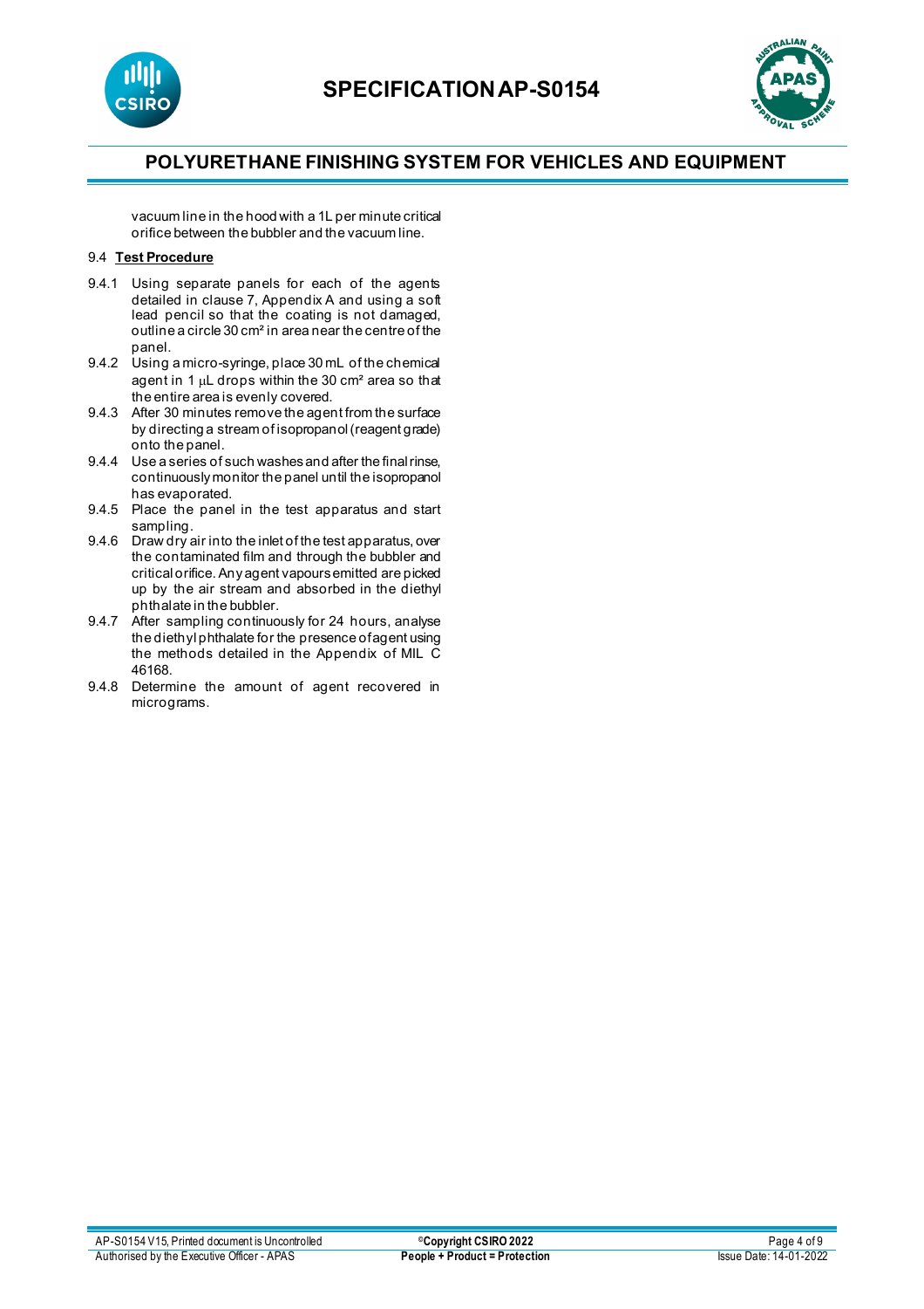vacuum line in the hood with a 1L per minute critical orifice between the bubbler and the vacuum line.

9.4 **Test Procedure**

9.4.1 Using separate panels for each of the agents detailed in clause 7, Appendix A and using a soft lead pencil so that the coating is not damaged, outline a circle 30 cm² in area near the centre of the panel.

9.4.2 Using a micro-syringe, place 30 mL of the chemical agent in 1 $\mu$L drops within the 30 cm² area so that the entire area is evenly covered.

9.4.3 After 30 minutes remove the agent from the surface by directing a stream of isopropanol (reagent grade) onto the panel.

9.4.4 Use a series of such washes and after the final rinse, continuously monitor the panel until the isopropanol has evaporated.

9.4.5 Place the panel in the test apparatus and start sampling.

9.4.6 Draw dry air into the inlet of the test apparatus, over the contaminated film and through the bubbler and critical orifice. Any agent vapours emitted are picked up by the air stream and absorbed in the diethyl phthalate in the bubbler.

9.4.7 After sampling continuously for 24 hours, analyse the diethyl phthalate for the presence of agent using the methods detailed in the Appendix of MIL C 46168.

9.4.8 Determine the amount of agent recovered in micrograms.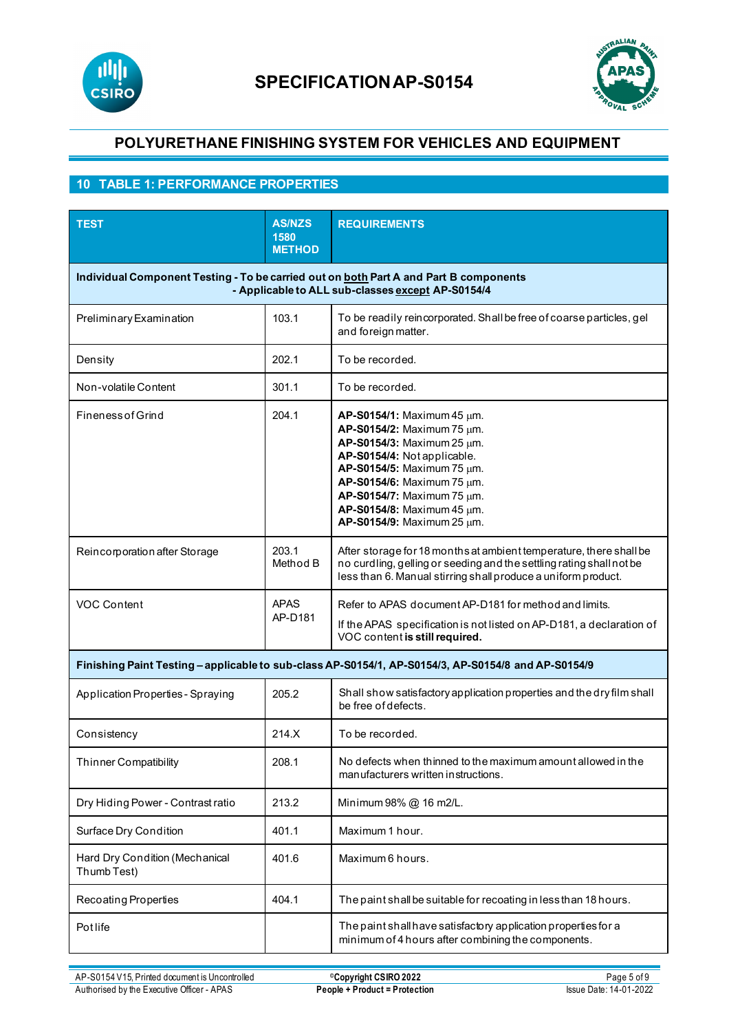## 10 TABLE 1: PERFORMANCE PROPERTIES

| TEST | AS/NZS 1580 METHOD | REQUIREMENTS |
|---|---|---|
| **Individual Component Testing - To be carried out on both Part A and Part B components - Applicable to ALL sub-classes except AP-S0154/4** | | |
| Preliminary Examination | 103.1 | To be readily reincorporated. Shall be free of coarse particles, gel and foreign matter. |
| Density | 202.1 | To be recorded. |
| Non-volatile Content | 301.1 | To be recorded. |
| Fineness of Grind | 204.1 | **AP-S0154/1:** Maximum 45 µm.<br>**AP-S0154/2:** Maximum 75 µm.<br>**AP-S0154/3:** Maximum 25 µm.<br>**AP-S0154/4:** Not applicable.<br>**AP-S0154/5:** Maximum 75 µm.<br>**AP-S0154/6:** Maximum 75 µm.<br>**AP-S0154/7:** Maximum 75 µm.<br>**AP-S0154/8:** Maximum 45 µm.<br>**AP-S0154/9:** Maximum 25 µm. |
| Reincorporation after Storage | 203.1 Method B | After storage for 18 months at ambient temperature, there shall be no curdling, gelling or seeding and the settling rating shall not be less than 6. Manual stirring shall produce a uniform product. |
| VOC Content | APAS AP-D181 | Refer to APAS document AP-D181 for method and limits.<br>If the APAS specification is not listed on AP-D181, a declaration of VOC content **is still required.** |
| **Finishing Paint Testing – applicable to sub-class AP-S0154/1, AP-S0154/3, AP-S0154/8 and AP-S0154/9** | | |
| Application Properties - Spraying | 205.2 | Shall show satisfactory application properties and the dry film shall be free of defects. |
| Consistency | 214.X | To be recorded. |
| Thinner Compatibility | 208.1 | No defects when thinned to the maximum amount allowed in the manufacturers written instructions. |
| Dry Hiding Power - Contrast ratio | 213.2 | Minimum 98% @ 16 m2/L. |
| Surface Dry Condition | 401.1 | Maximum 1 hour. |
| Hard Dry Condition (Mechanical Thumb Test) | 401.6 | Maximum 6 hours. |
| Recoating Properties | 404.1 | The paint shall be suitable for recoating in less than 18 hours. |
| Pot life | | The paint shall have satisfactory application properties for a minimum of 4 hours after combining the components. |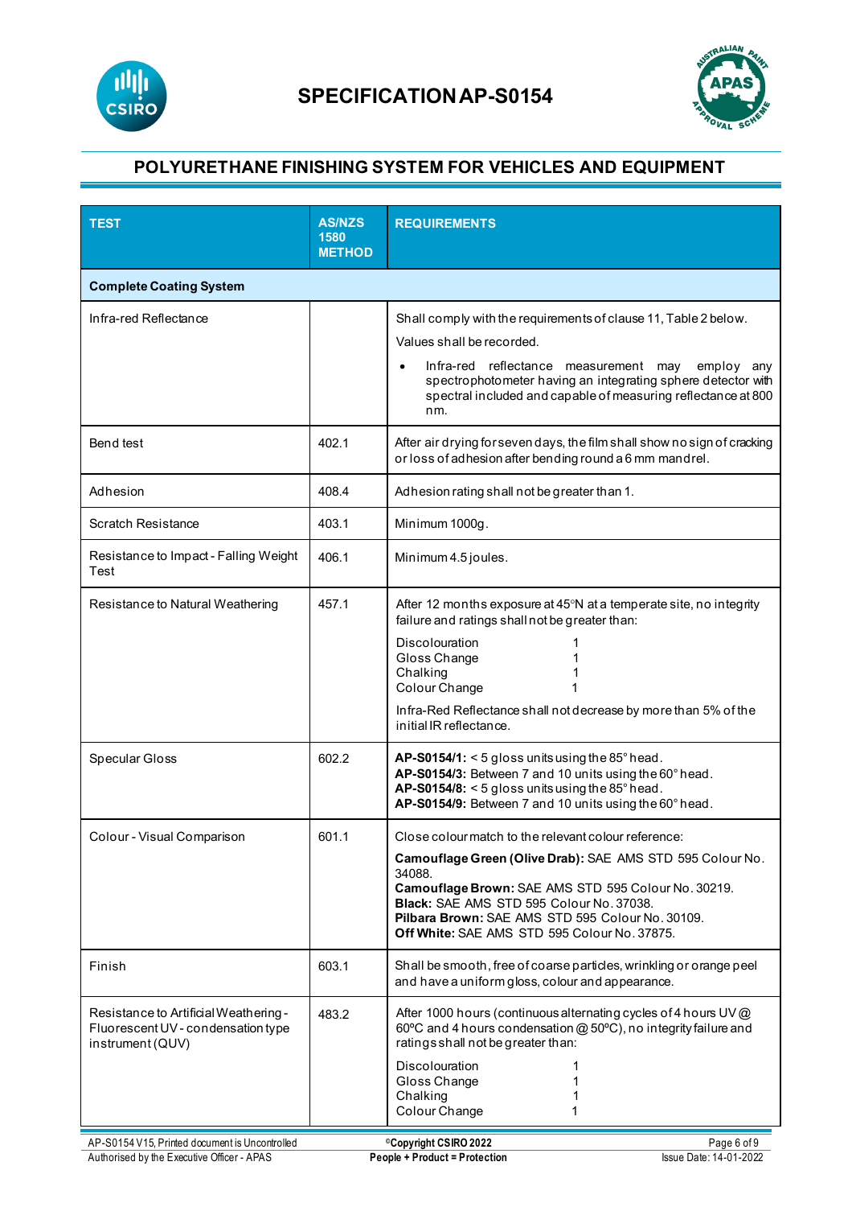# SPECIFICATION AP-S0154

## POLYURETHANE FINISHING SYSTEM FOR VEHICLES AND EQUIPMENT

| TEST | AS/NZS 1580 METHOD | REQUIREMENTS |
|---|---|---|
| **Complete Coating System** | | |
| Infra-red Reflectance | | Shall comply with the requirements of clause 11, Table 2 below.<br>Values shall be recorded.<br>• Infra-red reflectance measurement may employ any spectrophotometer having an integrating sphere detector with spectral included and capable of measuring reflectance at 800 nm. |
| Bend test | 402.1 | After air drying for seven days, the film shall show no sign of cracking or loss of adhesion after bending round a 6 mm mandrel. |
| Adhesion | 408.4 | Adhesion rating shall not be greater than 1. |
| Scratch Resistance | 403.1 | Minimum 1000g. |
| Resistance to Impact - Falling Weight Test | 406.1 | Minimum 4.5 joules. |
| Resistance to Natural Weathering | 457.1 | After 12 months exposure at 45°N at a temperate site, no integrity failure and ratings shall not be greater than:<br>Discolouration 1<br>Gloss Change 1<br>Chalking 1<br>Colour Change 1<br>Infra-Red Reflectance shall not decrease by more than 5% of the initial IR reflectance. |
| Specular Gloss | 602.2 | **AP-S0154/1:** < 5 gloss units using the 85° head.<br>**AP-S0154/3:** Between 7 and 10 units using the 60° head.<br>**AP-S0154/8:** < 5 gloss units using the 85° head.<br>**AP-S0154/9:** Between 7 and 10 units using the 60° head. |
| Colour - Visual Comparison | 601.1 | Close colour match to the relevant colour reference:<br>**Camouflage Green (Olive Drab):** SAE AMS STD 595 Colour No. 34088.<br>**Camouflage Brown:** SAE AMS STD 595 Colour No. 30219.<br>**Black:** SAE AMS STD 595 Colour No. 37038.<br>**Pilbara Brown:** SAE AMS STD 595 Colour No. 30109.<br>**Off White:** SAE AMS STD 595 Colour No. 37875. |
| Finish | 603.1 | Shall be smooth, free of coarse particles, wrinkling or orange peel and have a uniform gloss, colour and appearance. |
| Resistance to Artificial Weathering - Fluorescent UV - condensation type instrument (QUV) | 483.2 | After 1000 hours (continuous alternating cycles of 4 hours UV @ 60ºC and 4 hours condensation @ 50ºC), no integrity failure and ratings shall not be greater than:<br>Discolouration 1<br>Gloss Change 1<br>Chalking 1<br>Colour Change 1 |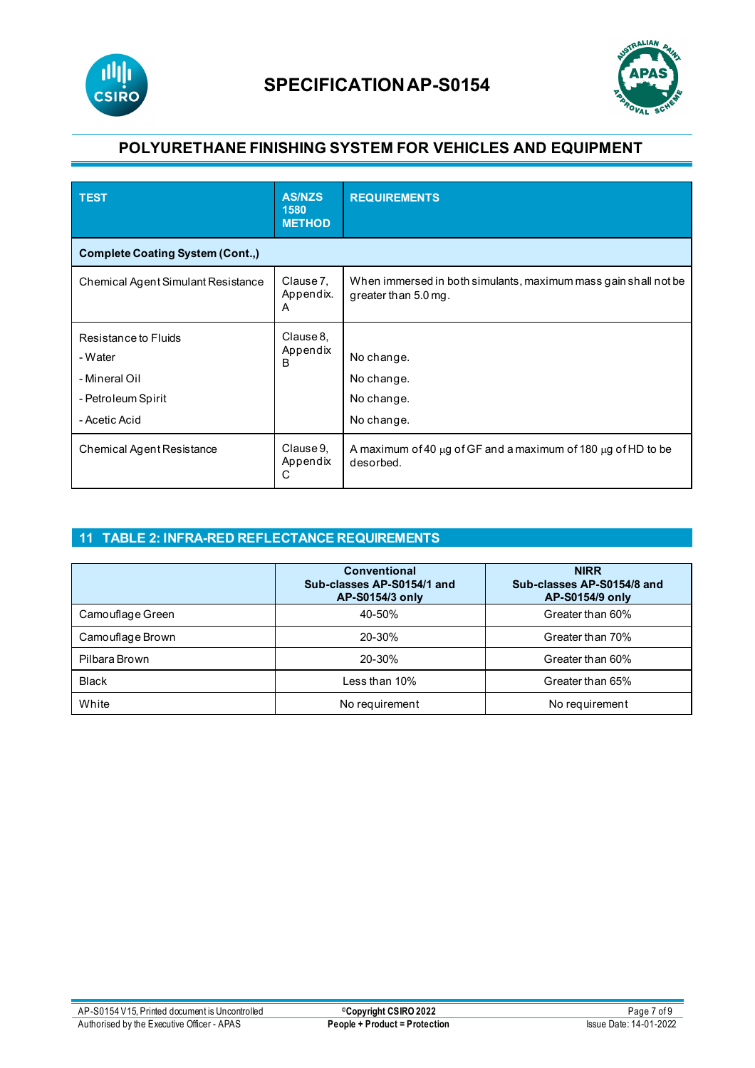| TEST | AS/NZS 1580 METHOD | REQUIREMENTS |
|---|---|---|
| **Complete Coating System (Cont.,)** | | |
| Chemical Agent Simulant Resistance | Clause 7, Appendix. A | When immersed in both simulants, maximum mass gain shall not be greater than 5.0 mg. |
| Resistance to Fluids<br>- Water<br>- Mineral Oil<br>- Petroleum Spirit<br>- Acetic Acid | Clause 8, Appendix B | <br>No change.<br>No change.<br>No change.<br>No change. |
| Chemical Agent Resistance | Clause 9, Appendix C | A maximum of 40 µg of GF and a maximum of 180 µg of HD to be desorbed. |

## 11 TABLE 2: INFRA-RED REFLECTANCE REQUIREMENTS

| | Conventional Sub-classes AP-S0154/1 and AP-S0154/3 only | NIRR Sub-classes AP-S0154/8 and AP-S0154/9 only |
|---|---|---|
| Camouflage Green | 40-50% | Greater than 60% |
| Camouflage Brown | 20-30% | Greater than 70% |
| Pilbara Brown | 20-30% | Greater than 60% |
| Black | Less than 10% | Greater than 65% |
| White | No requirement | No requirement |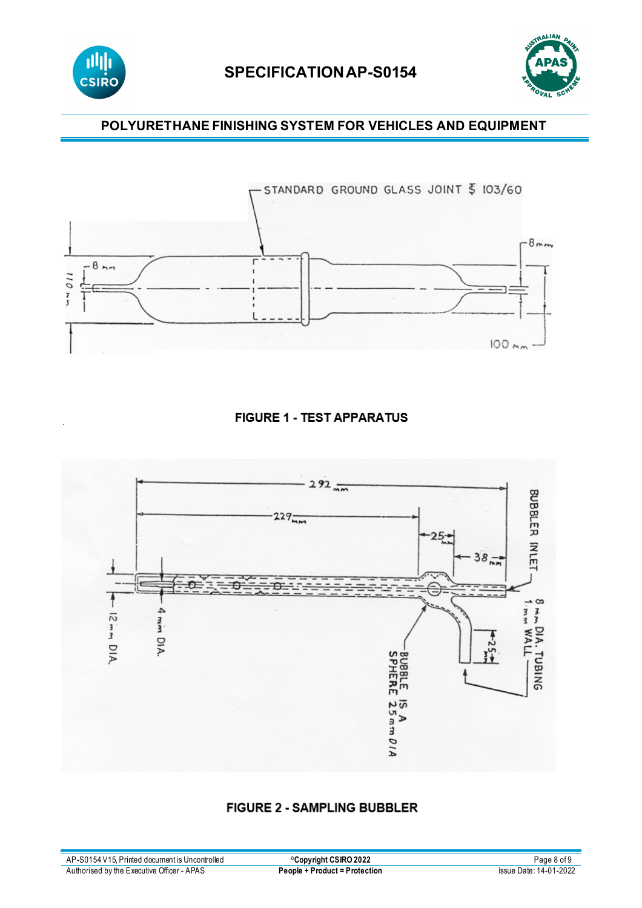STANDARD GROUND GLASS JOINT $ 103/60

8 mm

8 mm

110 mm

100 mm

**FIGURE 1 - TEST APPARATUS**

292 mm

229 mm

25 mm

38 mm

BUBBLER INLET

12 mm DIA.

4 mm DIA.

25 mm

BUBBLE IS A SPHERE 25 mm DIA

8 mm DIA. TUBING 1 mm WALL

**FIGURE 2 - SAMPLING BUBBLER**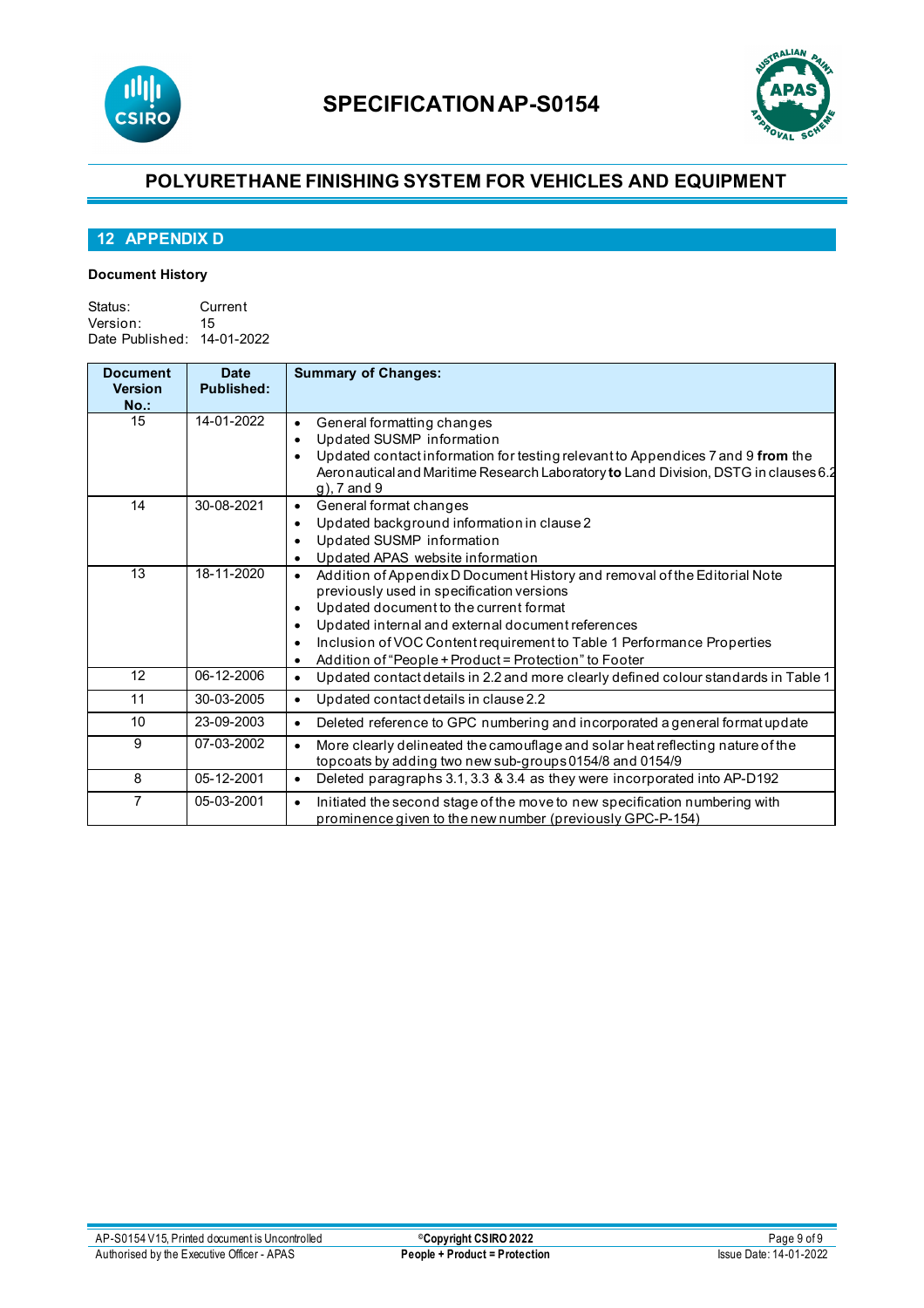## 12 APPENDIX D

**Document History**

Status: Current
Version: 15
Date Published: 14-01-2022

| Document Version No.: | Date Published: | Summary of Changes: |
|---|---|---|
| 15 | 14-01-2022 | • General formatting changes<br>• Updated SUSMP information<br>• Updated contact information for testing relevant to Appendices 7 and 9 **from** the Aeronautical and Maritime Research Laboratory **to** Land Division, DSTG in clauses 6.2 g), 7 and 9 |
| 14 | 30-08-2021 | • General format changes<br>• Updated background information in clause 2<br>• Updated SUSMP information<br>• Updated APAS website information |
| 13 | 18-11-2020 | • Addition of Appendix D Document History and removal of the Editorial Note previously used in specification versions<br>• Updated document to the current format<br>• Updated internal and external document references<br>• Inclusion of VOC Content requirement to Table 1 Performance Properties<br>• Addition of "People + Product = Protection" to Footer |
| 12 | 06-12-2006 | • Updated contact details in 2.2 and more clearly defined colour standards in Table 1 |
| 11 | 30-03-2005 | • Updated contact details in clause 2.2 |
| 10 | 23-09-2003 | • Deleted reference to GPC numbering and incorporated a general format update |
| 9 | 07-03-2002 | • More clearly delineated the camouflage and solar heat reflecting nature of the topcoats by adding two new sub-groups 0154/8 and 0154/9 |
| 8 | 05-12-2001 | • Deleted paragraphs 3.1, 3.3 & 3.4 as they were incorporated into AP-D192 |
| 7 | 05-03-2001 | • Initiated the second stage of the move to new specification numbering with prominence given to the new number (previously GPC-P-154) |